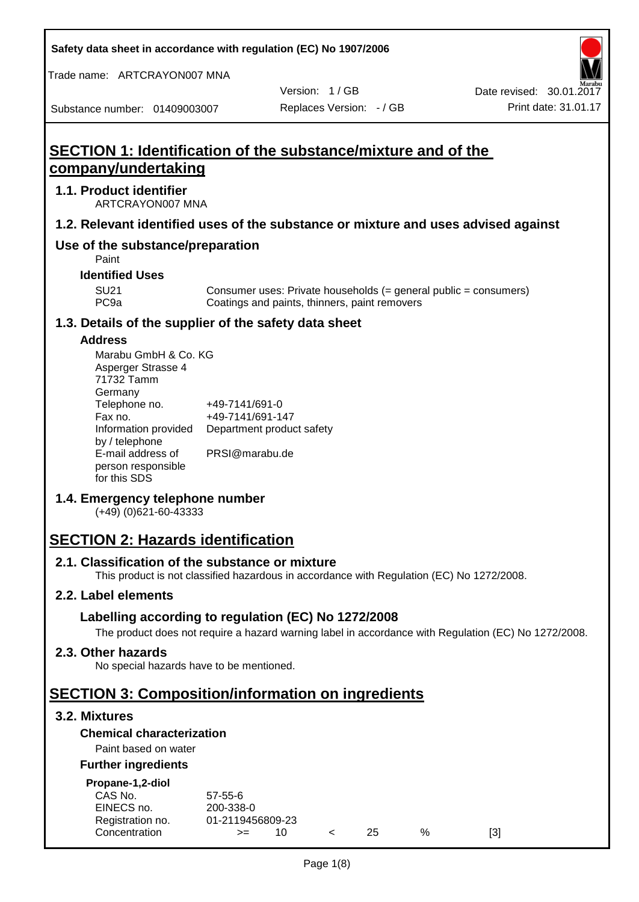# SECTION 1: Identification of the substance/mixture and of the company/undertaking

## 1.1. Product identifier

ARTCRAYON007 MNA

## 1.2. Relevant identified uses of the substance or mixture and uses advised against

### Use of the substance/preparation

Paint

#### Identified Uses

| | |
|---|---|
| SU21 | Consumer uses: Private households (= general public = consumers) |
| PC9a | Coatings and paints, thinners, paint removers |

## 1.3. Details of the supplier of the safety data sheet

#### Address

Marabu GmbH & Co. KG
Asperger Strasse 4
71732 Tamm
Germany

| | |
|---|---|
| Telephone no. | +49-7141/691-0 |
| Fax no. | +49-7141/691-147 |
| Information provided by / telephone | Department product safety |
| E-mail address of person responsible for this SDS | PRSI@marabu.de |

## 1.4. Emergency telephone number

(+49) (0)621-60-43333

# SECTION 2: Hazards identification

## 2.1. Classification of the substance or mixture

This product is not classified hazardous in accordance with Regulation (EC) No 1272/2008.

## 2.2. Label elements

### Labelling according to regulation (EC) No 1272/2008

The product does not require a hazard warning label in accordance with Regulation (EC) No 1272/2008.

## 2.3. Other hazards

No special hazards have to be mentioned.

# SECTION 3: Composition/information on ingredients

## 3.2. Mixtures

#### Chemical characterization

Paint based on water

#### Further ingredients

**Propane-1,2-diol**

| | | | | | | |
|---|---|---|---|---|---|---|
| CAS No. | 57-55-6 | | | | | |
| EINECS no. | 200-338-0 | | | | | |
| Registration no. | 01-2119456809-23 | | | | | |
| Concentration | >= | 10 | < | 25 | % | [3] |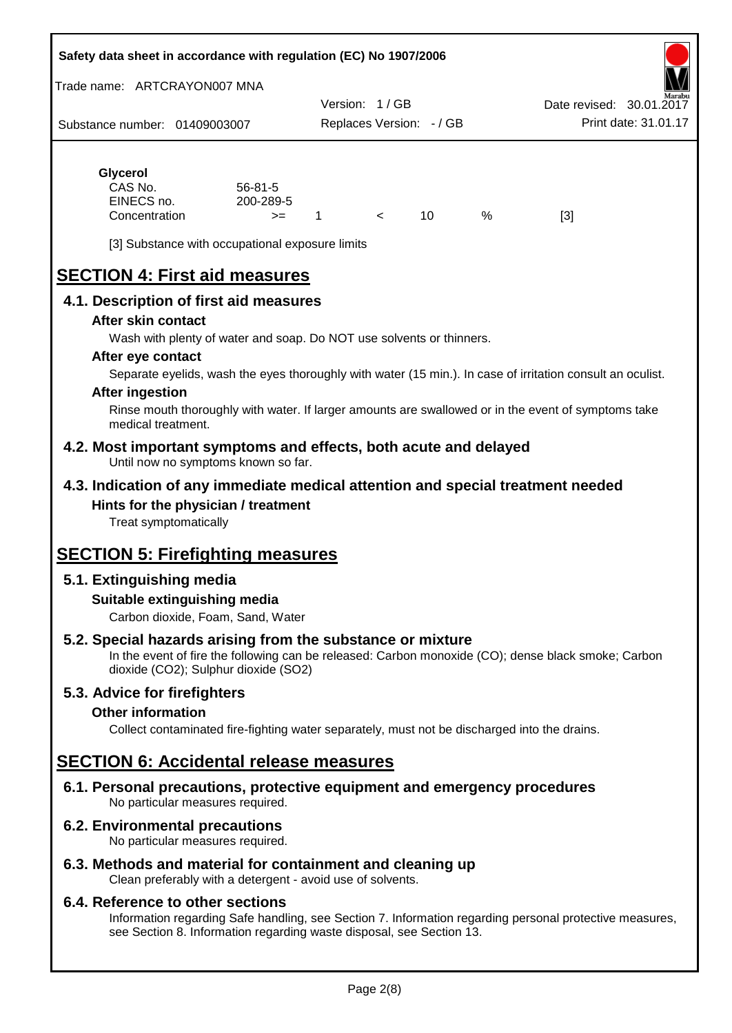**Glycerol**

| | | | | | | |
|---|---|---|---|---|---|---|
| CAS No. | 56-81-5 | | | | | |
| EINECS no. | 200-289-5 | | | | | |
| Concentration | >= | 1 | < | 10 | % | [3] |

[3] Substance with occupational exposure limits

# SECTION 4: First aid measures

## 4.1. Description of first aid measures

### After skin contact

Wash with plenty of water and soap. Do NOT use solvents or thinners.

### After eye contact

Separate eyelids, wash the eyes thoroughly with water (15 min.). In case of irritation consult an oculist.

### After ingestion

Rinse mouth thoroughly with water. If larger amounts are swallowed or in the event of symptoms take medical treatment.

## 4.2. Most important symptoms and effects, both acute and delayed

Until now no symptoms known so far.

## 4.3. Indication of any immediate medical attention and special treatment needed

### Hints for the physician / treatment

Treat symptomatically

# SECTION 5: Firefighting measures

## 5.1. Extinguishing media

### Suitable extinguishing media

Carbon dioxide, Foam, Sand, Water

## 5.2. Special hazards arising from the substance or mixture

In the event of fire the following can be released: Carbon monoxide (CO); dense black smoke; Carbon dioxide ($CO_2$); Sulphur dioxide ($SO_2$)

## 5.3. Advice for firefighters

### Other information

Collect contaminated fire-fighting water separately, must not be discharged into the drains.

# SECTION 6: Accidental release measures

## 6.1. Personal precautions, protective equipment and emergency procedures

No particular measures required.

## 6.2. Environmental precautions

No particular measures required.

## 6.3. Methods and material for containment and cleaning up

Clean preferably with a detergent - avoid use of solvents.

## 6.4. Reference to other sections

Information regarding Safe handling, see Section 7. Information regarding personal protective measures, see Section 8. Information regarding waste disposal, see Section 13.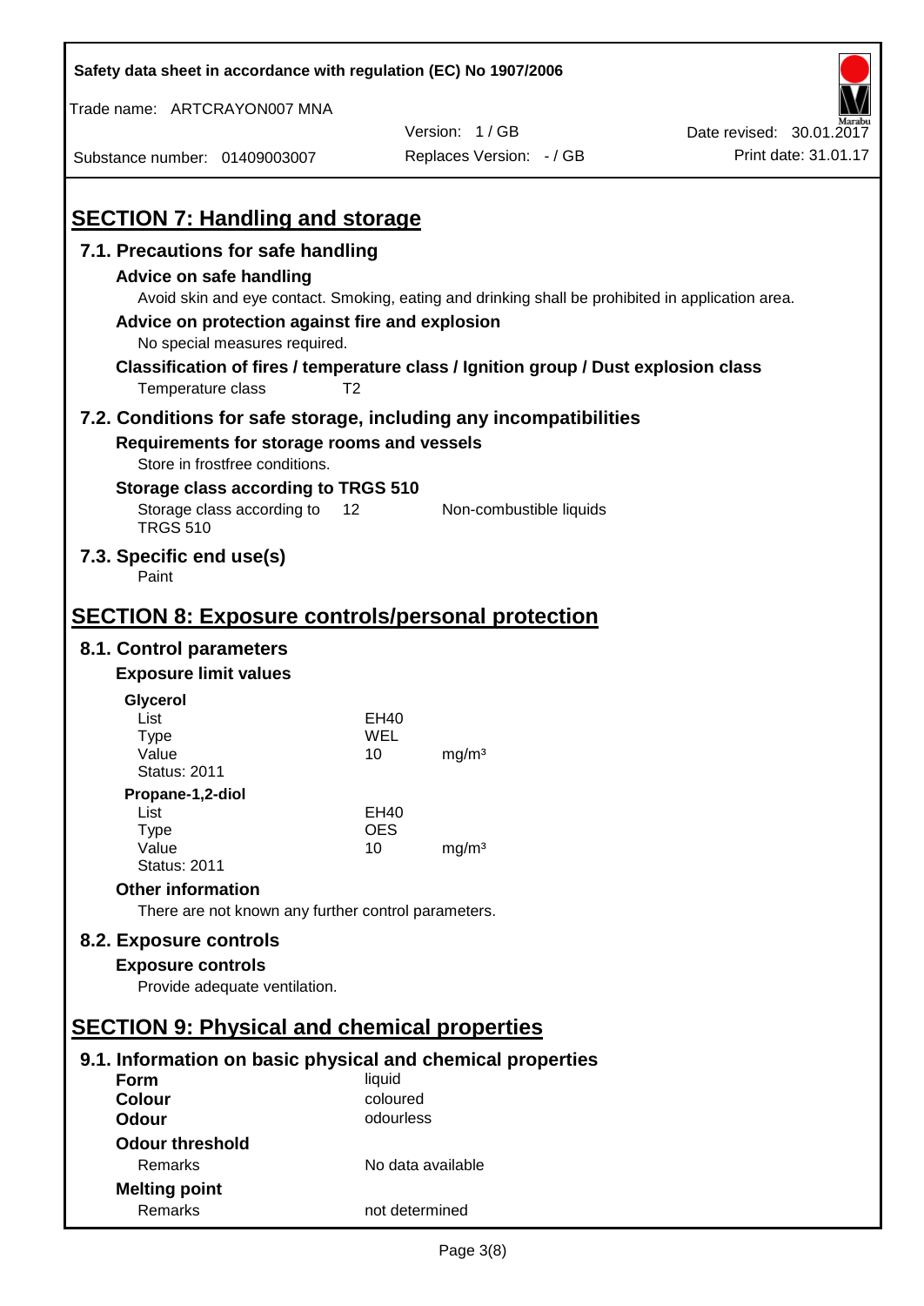## SECTION 7: Handling and storage

### 7.1. Precautions for safe handling

**Advice on safe handling**

Avoid skin and eye contact. Smoking, eating and drinking shall be prohibited in application area.

**Advice on protection against fire and explosion**

No special measures required.

**Classification of fires / temperature class / Ignition group / Dust explosion class**

| | |
|---|---|
| Temperature class | T2 |

### 7.2. Conditions for safe storage, including any incompatibilities

**Requirements for storage rooms and vessels**

Store in frostfree conditions.

**Storage class according to TRGS 510**

| | | |
|---|---|---|
| Storage class according to TRGS 510 | 12 | Non-combustible liquids |

### 7.3. Specific end use(s)

Paint

## SECTION 8: Exposure controls/personal protection

### 8.1. Control parameters

**Exposure limit values**

**Glycerol**

| | | |
|---|---|---|
| List | EH40 | |
| Type | WEL | |
| Value | 10 | mg/m³ |
| Status: 2011 | | |

**Propane-1,2-diol**

| | | |
|---|---|---|
| List | EH40 | |
| Type | OES | |
| Value | 10 | mg/m³ |
| Status: 2011 | | |

**Other information**

There are not known any further control parameters.

### 8.2. Exposure controls

**Exposure controls**

Provide adequate ventilation.

## SECTION 9: Physical and chemical properties

### 9.1. Information on basic physical and chemical properties

| | |
|---|---|
| **Form** | liquid |
| **Colour** | coloured |
| **Odour** | odourless |
| **Odour threshold** | |
| Remarks | No data available |
| **Melting point** | |
| Remarks | not determined |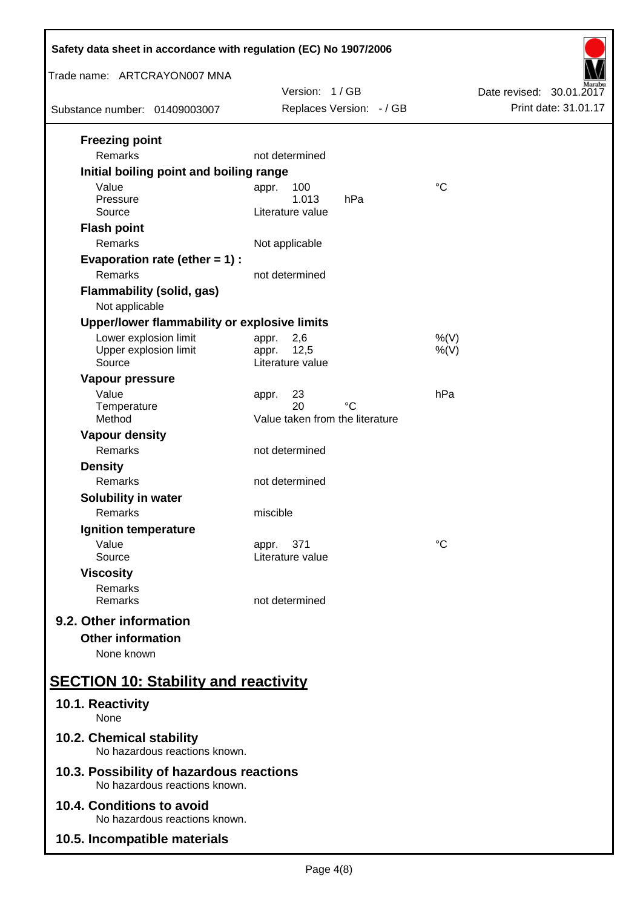**Freezing point**

| | | |
|---|---|---|
| Remarks | not determined | |

**Initial boiling point and boiling range**

| | | |
|---|---|---|
| Value | appr. 100 | °C |
| Pressure | 1.013 hPa | |
| Source | Literature value | |

**Flash point**

| | | |
|---|---|---|
| Remarks | Not applicable | |

**Evaporation rate (ether = 1) :**

| | | |
|---|---|---|
| Remarks | not determined | |

**Flammability (solid, gas)**

Not applicable

**Upper/lower flammability or explosive limits**

| | | |
|---|---|---|
| Lower explosion limit | appr. 2,6 | %(V) |
| Upper explosion limit | appr. 12,5 | %(V) |
| Source | Literature value | |

**Vapour pressure**

| | | |
|---|---|---|
| Value | appr. 23 | hPa |
| Temperature | 20 °C | |
| Method | Value taken from the literature | |

**Vapour density**

| | | |
|---|---|---|
| Remarks | not determined | |

**Density**

| | | |
|---|---|---|
| Remarks | not determined | |

**Solubility in water**

| | | |
|---|---|---|
| Remarks | miscible | |

**Ignition temperature**

| | | |
|---|---|---|
| Value | appr. 371 | °C |
| Source | Literature value | |

**Viscosity**

| | | |
|---|---|---|
| Remarks | | |
| Remarks | not determined | |

## 9.2. Other information

**Other information**

None known

# SECTION 10: Stability and reactivity

## 10.1. Reactivity

None

## 10.2. Chemical stability

No hazardous reactions known.

## 10.3. Possibility of hazardous reactions

No hazardous reactions known.

## 10.4. Conditions to avoid

No hazardous reactions known.

## 10.5. Incompatible materials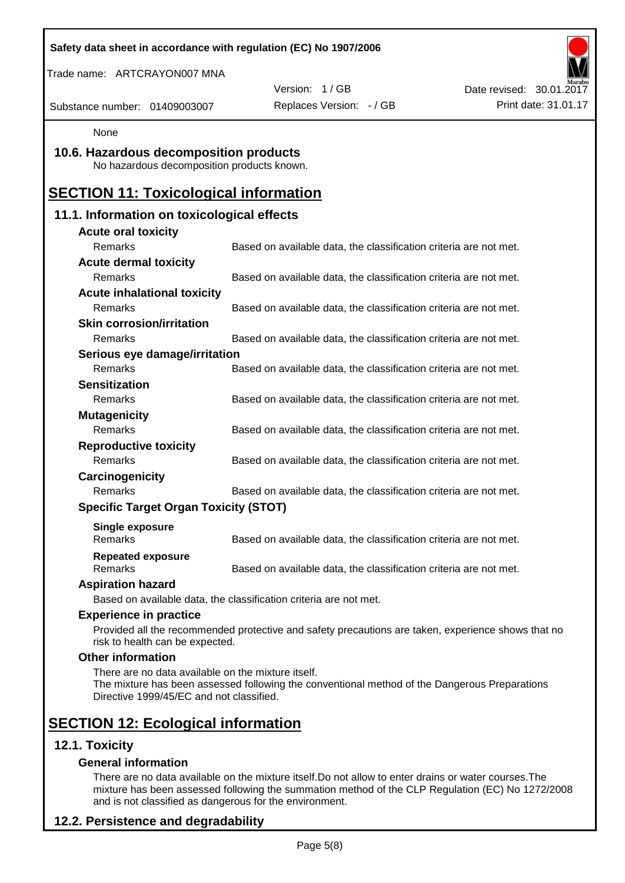None

## 10.6. Hazardous decomposition products

No hazardous decomposition products known.

# SECTION 11: Toxicological information

## 11.1. Information on toxicological effects

**Acute oral toxicity**

| | |
|---|---|
| Remarks | Based on available data, the classification criteria are not met. |

**Acute dermal toxicity**

| | |
|---|---|
| Remarks | Based on available data, the classification criteria are not met. |

**Acute inhalational toxicity**

| | |
|---|---|
| Remarks | Based on available data, the classification criteria are not met. |

**Skin corrosion/irritation**

| | |
|---|---|
| Remarks | Based on available data, the classification criteria are not met. |

**Serious eye damage/irritation**

| | |
|---|---|
| Remarks | Based on available data, the classification criteria are not met. |

**Sensitization**

| | |
|---|---|
| Remarks | Based on available data, the classification criteria are not met. |

**Mutagenicity**

| | |
|---|---|
| Remarks | Based on available data, the classification criteria are not met. |

**Reproductive toxicity**

| | |
|---|---|
| Remarks | Based on available data, the classification criteria are not met. |

**Carcinogenicity**

| | |
|---|---|
| Remarks | Based on available data, the classification criteria are not met. |

**Specific Target Organ Toxicity (STOT)**

**Single exposure**

| | |
|---|---|
| Remarks | Based on available data, the classification criteria are not met. |

**Repeated exposure**

| | |
|---|---|
| Remarks | Based on available data, the classification criteria are not met. |

**Aspiration hazard**

Based on available data, the classification criteria are not met.

**Experience in practice**

Provided all the recommended protective and safety precautions are taken, experience shows that no risk to health can be expected.

**Other information**

There are no data available on the mixture itself.
The mixture has been assessed following the conventional method of the Dangerous Preparations Directive 1999/45/EC and not classified.

# SECTION 12: Ecological information

## 12.1. Toxicity

**General information**

There are no data available on the mixture itself.Do not allow to enter drains or water courses.The mixture has been assessed following the summation method of the CLP Regulation (EC) No 1272/2008 and is not classified as dangerous for the environment.

## 12.2. Persistence and degradability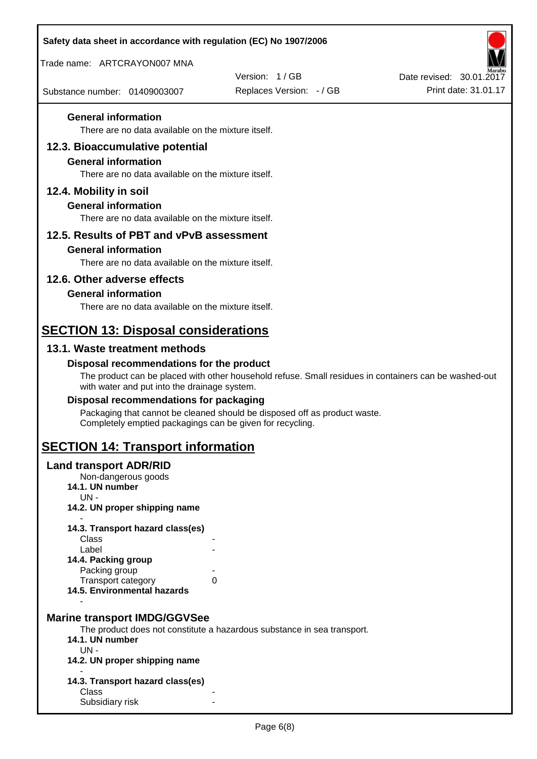#### General information

There are no data available on the mixture itself.

### 12.3. Bioaccumulative potential

#### General information

There are no data available on the mixture itself.

### 12.4. Mobility in soil

#### General information

There are no data available on the mixture itself.

### 12.5. Results of PBT and vPvB assessment

#### General information

There are no data available on the mixture itself.

### 12.6. Other adverse effects

#### General information

There are no data available on the mixture itself.

## SECTION 13: Disposal considerations

### 13.1. Waste treatment methods

#### Disposal recommendations for the product

The product can be placed with other household refuse. Small residues in containers can be washed-out with water and put into the drainage system.

#### Disposal recommendations for packaging

Packaging that cannot be cleaned should be disposed off as product waste.
Completely emptied packagings can be given for recycling.

## SECTION 14: Transport information

### Land transport ADR/RID

Non-dangerous goods

**14.1. UN number**

UN -

**14.2. UN proper shipping name**

-

**14.3. Transport hazard class(es)**

| | |
|---|---|
| Class | - |
| Label | - |

**14.4. Packing group**

| | |
|---|---|
| Packing group | - |
| Transport category | 0 |

**14.5. Environmental hazards**

-

### Marine transport IMDG/GGVSee

The product does not constitute a hazardous substance in sea transport.

**14.1. UN number**

UN -

**14.2. UN proper shipping name**

-

**14.3. Transport hazard class(es)**

| | |
|---|---|
| Class | - |
| Subsidiary risk | - |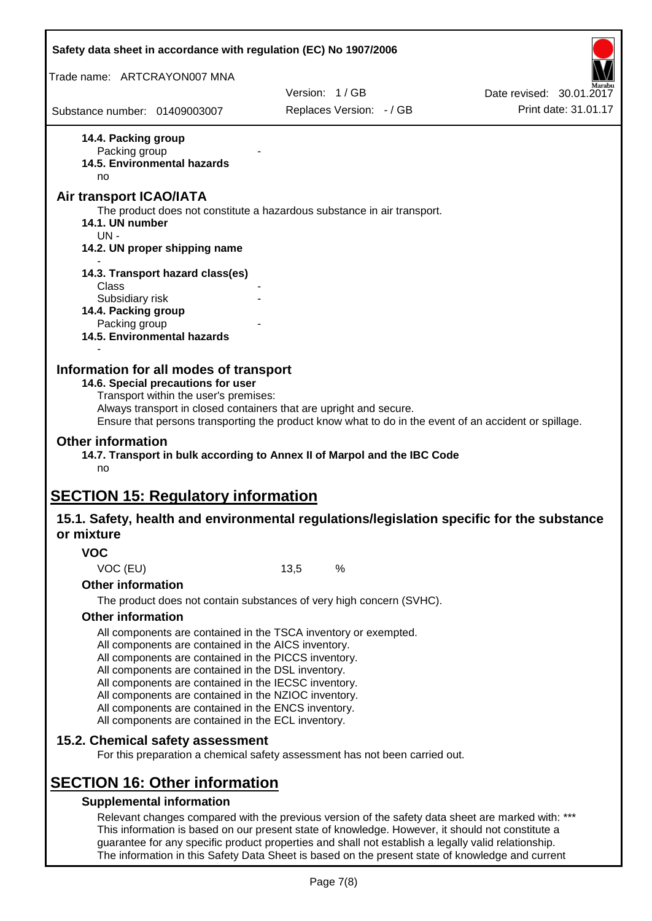**14.4. Packing group**

Packing group -

**14.5. Environmental hazards**

no

## Air transport ICAO/IATA

The product does not constitute a hazardous substance in air transport.

**14.1. UN number**

UN -

**14.2. UN proper shipping name**

-

**14.3. Transport hazard class(es)**

Class -

Subsidiary risk -

**14.4. Packing group**

Packing group -

**14.5. Environmental hazards**

-

## Information for all modes of transport

**14.6. Special precautions for user**

Transport within the user's premises:
Always transport in closed containers that are upright and secure.
Ensure that persons transporting the product know what to do in the event of an accident or spillage.

## Other information

**14.7. Transport in bulk according to Annex II of Marpol and the IBC Code**

no

# SECTION 15: Regulatory information

## 15.1. Safety, health and environmental regulations/legislation specific for the substance or mixture

### VOC

VOC (EU) 13,5 %

### Other information

The product does not contain substances of very high concern (SVHC).

### Other information

All components are contained in the TSCA inventory or exempted.
All components are contained in the AICS inventory.
All components are contained in the PICCS inventory.
All components are contained in the DSL inventory.
All components are contained in the IECSC inventory.
All components are contained in the NZIOC inventory.
All components are contained in the ENCS inventory.
All components are contained in the ECL inventory.

## 15.2. Chemical safety assessment

For this preparation a chemical safety assessment has not been carried out.

# SECTION 16: Other information

### Supplemental information

Relevant changes compared with the previous version of the safety data sheet are marked with: ***
This information is based on our present state of knowledge. However, it should not constitute a guarantee for any specific product properties and shall not establish a legally valid relationship.
The information in this Safety Data Sheet is based on the present state of knowledge and current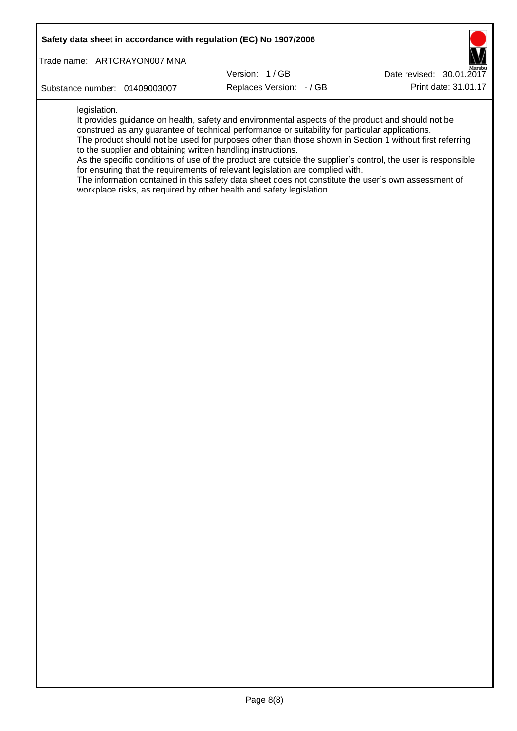legislation.

It provides guidance on health, safety and environmental aspects of the product and should not be construed as any guarantee of technical performance or suitability for particular applications.

The product should not be used for purposes other than those shown in Section 1 without first referring to the supplier and obtaining written handling instructions.

As the specific conditions of use of the product are outside the supplier's control, the user is responsible for ensuring that the requirements of relevant legislation are complied with.

The information contained in this safety data sheet does not constitute the user's own assessment of workplace risks, as required by other health and safety legislation.